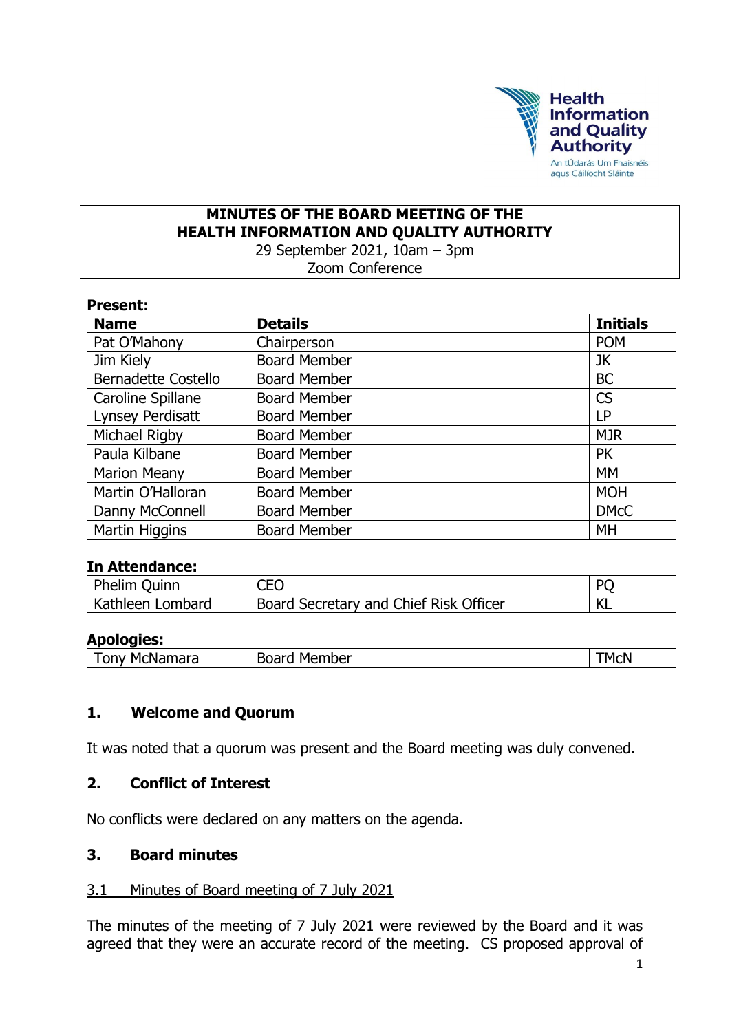Health Information and Quality Authority

An tÚdarás Um Fhaisnéis agus Cáilíocht Sláinte

# MINUTES OF THE BOARD MEETING OF THE HEALTH INFORMATION AND QUALITY AUTHORITY

29 September 2021, 10am – 3pm

Zoom Conference

**Present:**

| Name | Details | Initials |
| --- | --- | --- |
| Pat O'Mahony | Chairperson | POM |
| Jim Kiely | Board Member | JK |
| Bernadette Costello | Board Member | BC |
| Caroline Spillane | Board Member | CS |
| Lynsey Perdisatt | Board Member | LP |
| Michael Rigby | Board Member | MJR |
| Paula Kilbane | Board Member | PK |
| Marion Meany | Board Member | MM |
| Martin O'Halloran | Board Member | MOH |
| Danny McConnell | Board Member | DMcC |
| Martin Higgins | Board Member | MH |

**In Attendance:**

| | | |
| --- | --- | --- |
| Phelim Quinn | CEO | PQ |
| Kathleen Lombard | Board Secretary and Chief Risk Officer | KL |

**Apologies:**

| | | |
| --- | --- | --- |
| Tony McNamara | Board Member | TMcN |

## 1. Welcome and Quorum

It was noted that a quorum was present and the Board meeting was duly convened.

## 2. Conflict of Interest

No conflicts were declared on any matters on the agenda.

## 3. Board minutes

### 3.1 Minutes of Board meeting of 7 July 2021

The minutes of the meeting of 7 July 2021 were reviewed by the Board and it was agreed that they were an accurate record of the meeting. CS proposed approval of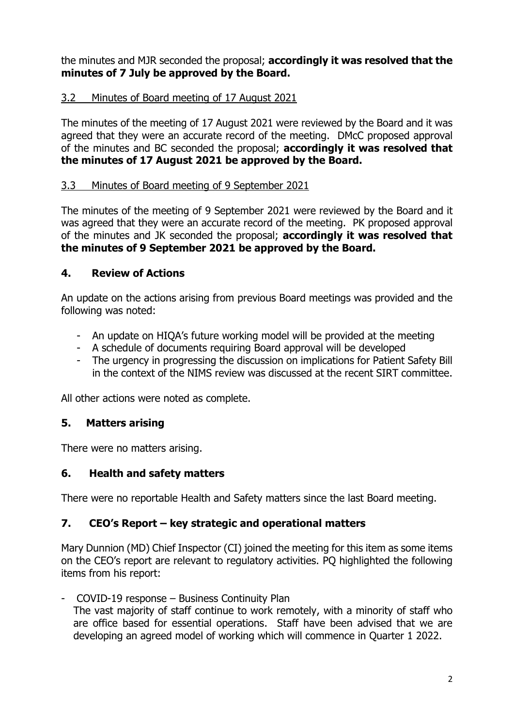the minutes and MJR seconded the proposal; **accordingly it was resolved that the minutes of 7 July be approved by the Board.**

### 3.2 Minutes of Board meeting of 17 August 2021

The minutes of the meeting of 17 August 2021 were reviewed by the Board and it was agreed that they were an accurate record of the meeting. DMcC proposed approval of the minutes and BC seconded the proposal; **accordingly it was resolved that the minutes of 17 August 2021 be approved by the Board.**

### 3.3 Minutes of Board meeting of 9 September 2021

The minutes of the meeting of 9 September 2021 were reviewed by the Board and it was agreed that they were an accurate record of the meeting. PK proposed approval of the minutes and JK seconded the proposal; **accordingly it was resolved that the minutes of 9 September 2021 be approved by the Board.**

## 4. Review of Actions

An update on the actions arising from previous Board meetings was provided and the following was noted:

- An update on HIQA's future working model will be provided at the meeting
- A schedule of documents requiring Board approval will be developed
- The urgency in progressing the discussion on implications for Patient Safety Bill in the context of the NIMS review was discussed at the recent SIRT committee.

All other actions were noted as complete.

## 5. Matters arising

There were no matters arising.

## 6. Health and safety matters

There were no reportable Health and Safety matters since the last Board meeting.

## 7. CEO's Report – key strategic and operational matters

Mary Dunnion (MD) Chief Inspector (CI) joined the meeting for this item as some items on the CEO's report are relevant to regulatory activities. PQ highlighted the following items from his report:

- COVID-19 response – Business Continuity Plan
  The vast majority of staff continue to work remotely, with a minority of staff who are office based for essential operations. Staff have been advised that we are developing an agreed model of working which will commence in Quarter 1 2022.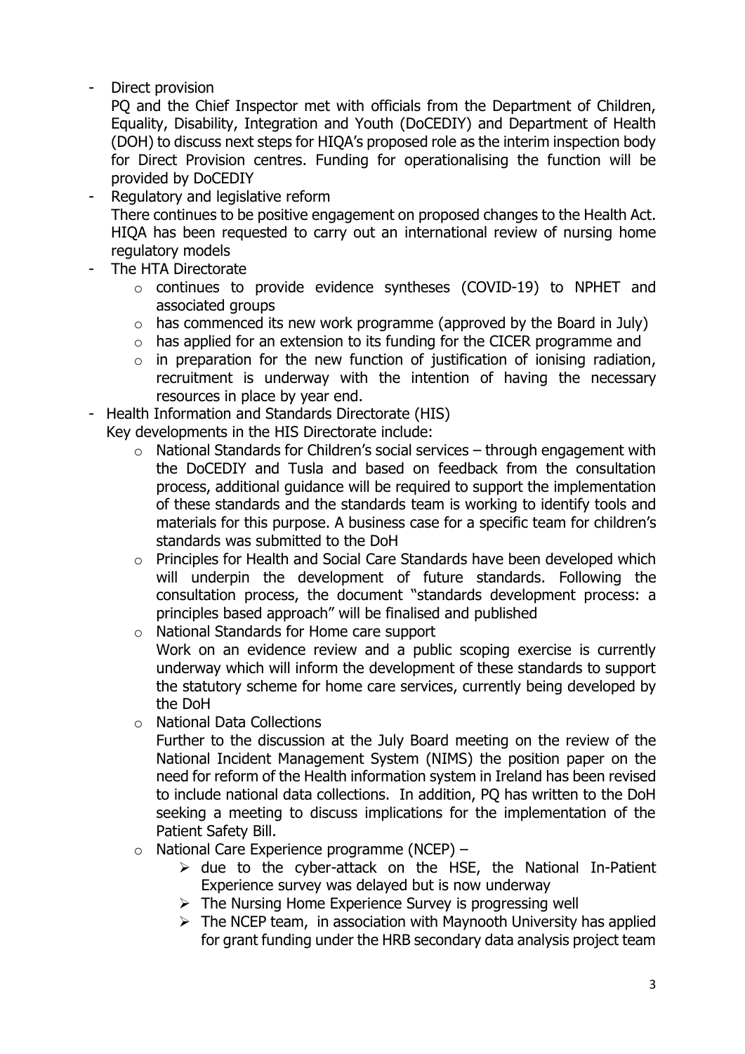- Direct provision

  PQ and the Chief Inspector met with officials from the Department of Children, Equality, Disability, Integration and Youth (DoCEDIY) and Department of Health (DOH) to discuss next steps for HIQA's proposed role as the interim inspection body for Direct Provision centres. Funding for operationalising the function will be provided by DoCEDIY
- Regulatory and legislative reform

  There continues to be positive engagement on proposed changes to the Health Act. HIQA has been requested to carry out an international review of nursing home regulatory models
- The HTA Directorate
  - continues to provide evidence syntheses (COVID-19) to NPHET and associated groups
  - has commenced its new work programme (approved by the Board in July)
  - has applied for an extension to its funding for the CICER programme and
  - in preparation for the new function of justification of ionising radiation, recruitment is underway with the intention of having the necessary resources in place by year end.
- Health Information and Standards Directorate (HIS)

  Key developments in the HIS Directorate include:
  - National Standards for Children's social services – through engagement with the DoCEDIY and Tusla and based on feedback from the consultation process, additional guidance will be required to support the implementation of these standards and the standards team is working to identify tools and materials for this purpose. A business case for a specific team for children's standards was submitted to the DoH
  - Principles for Health and Social Care Standards have been developed which will underpin the development of future standards. Following the consultation process, the document "standards development process: a principles based approach" will be finalised and published
  - National Standards for Home care support

    Work on an evidence review and a public scoping exercise is currently underway which will inform the development of these standards to support the statutory scheme for home care services, currently being developed by the DoH
  - National Data Collections

    Further to the discussion at the July Board meeting on the review of the National Incident Management System (NIMS) the position paper on the need for reform of the Health information system in Ireland has been revised to include national data collections. In addition, PQ has written to the DoH seeking a meeting to discuss implications for the implementation of the Patient Safety Bill.
  - National Care Experience programme (NCEP) –
    - due to the cyber-attack on the HSE, the National In-Patient Experience survey was delayed but is now underway
    - The Nursing Home Experience Survey is progressing well
    - The NCEP team, in association with Maynooth University has applied for grant funding under the HRB secondary data analysis project team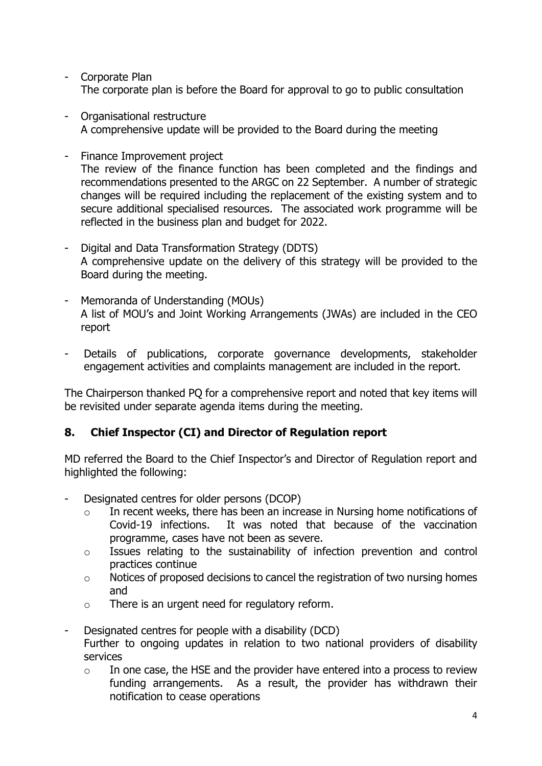- Corporate Plan
  The corporate plan is before the Board for approval to go to public consultation

- Organisational restructure
  A comprehensive update will be provided to the Board during the meeting

- Finance Improvement project
  The review of the finance function has been completed and the findings and recommendations presented to the ARGC on 22 September. A number of strategic changes will be required including the replacement of the existing system and to secure additional specialised resources. The associated work programme will be reflected in the business plan and budget for 2022.

- Digital and Data Transformation Strategy (DDTS)
  A comprehensive update on the delivery of this strategy will be provided to the Board during the meeting.

- Memoranda of Understanding (MOUs)
  A list of MOU's and Joint Working Arrangements (JWAs) are included in the CEO report

- Details of publications, corporate governance developments, stakeholder engagement activities and complaints management are included in the report.

The Chairperson thanked PQ for a comprehensive report and noted that key items will be revisited under separate agenda items during the meeting.

## 8. Chief Inspector (CI) and Director of Regulation report

MD referred the Board to the Chief Inspector's and Director of Regulation report and highlighted the following:

- Designated centres for older persons (DCOP)
  - In recent weeks, there has been an increase in Nursing home notifications of Covid-19 infections. It was noted that because of the vaccination programme, cases have not been as severe.
  - Issues relating to the sustainability of infection prevention and control practices continue
  - Notices of proposed decisions to cancel the registration of two nursing homes and
  - There is an urgent need for regulatory reform.

- Designated centres for people with a disability (DCD)
  Further to ongoing updates in relation to two national providers of disability services
  - In one case, the HSE and the provider have entered into a process to review funding arrangements. As a result, the provider has withdrawn their notification to cease operations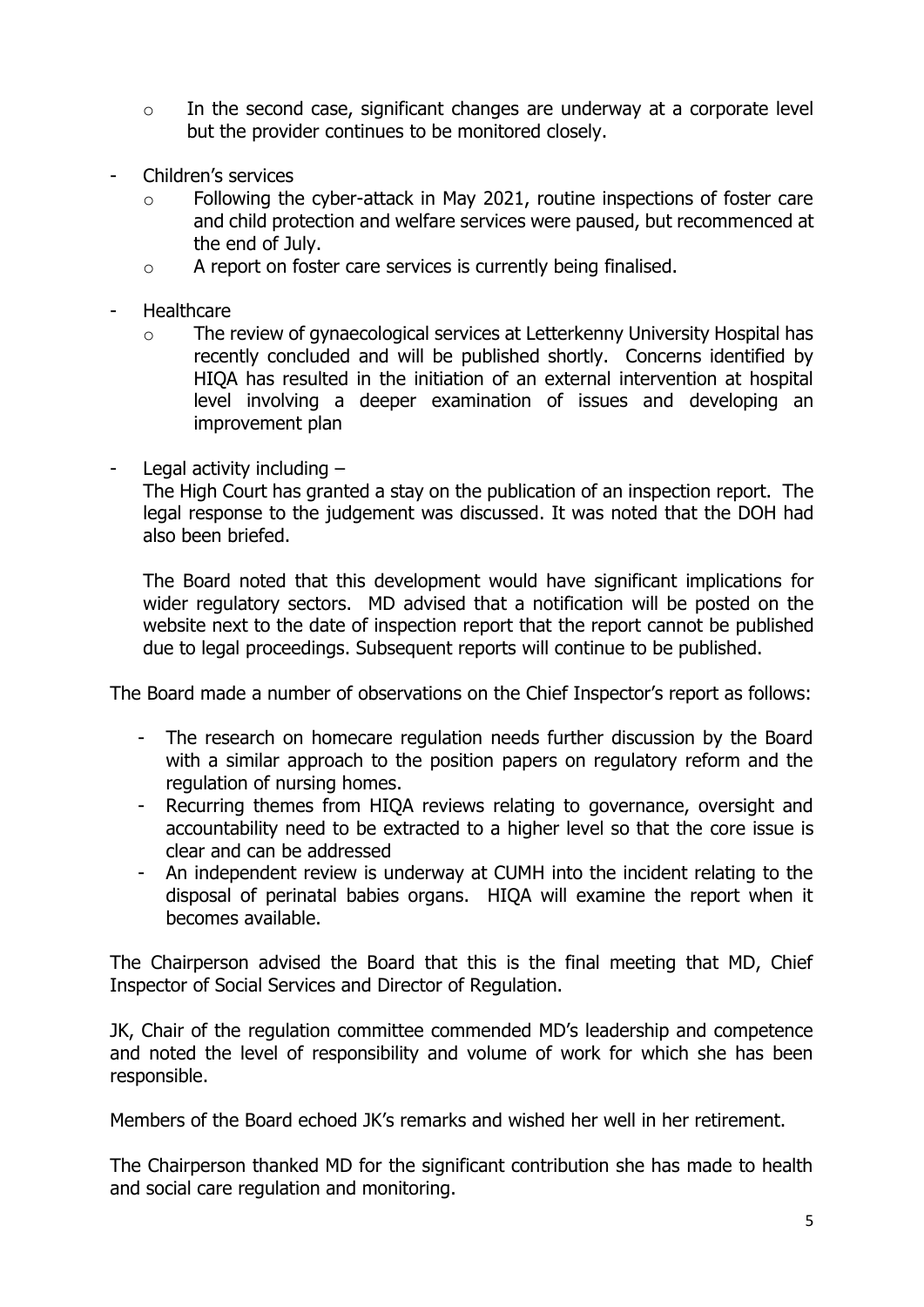- In the second case, significant changes are underway at a corporate level but the provider continues to be monitored closely.

- Children's services
  - Following the cyber-attack in May 2021, routine inspections of foster care and child protection and welfare services were paused, but recommenced at the end of July.
  - A report on foster care services is currently being finalised.

- Healthcare
  - The review of gynaecological services at Letterkenny University Hospital has recently concluded and will be published shortly. Concerns identified by HIQA has resulted in the initiation of an external intervention at hospital level involving a deeper examination of issues and developing an improvement plan

- Legal activity including –

  The High Court has granted a stay on the publication of an inspection report. The legal response to the judgement was discussed. It was noted that the DOH had also been briefed.

  The Board noted that this development would have significant implications for wider regulatory sectors. MD advised that a notification will be posted on the website next to the date of inspection report that the report cannot be published due to legal proceedings. Subsequent reports will continue to be published.

The Board made a number of observations on the Chief Inspector's report as follows:

- The research on homecare regulation needs further discussion by the Board with a similar approach to the position papers on regulatory reform and the regulation of nursing homes.
- Recurring themes from HIQA reviews relating to governance, oversight and accountability need to be extracted to a higher level so that the core issue is clear and can be addressed
- An independent review is underway at CUMH into the incident relating to the disposal of perinatal babies organs. HIQA will examine the report when it becomes available.

The Chairperson advised the Board that this is the final meeting that MD, Chief Inspector of Social Services and Director of Regulation.

JK, Chair of the regulation committee commended MD's leadership and competence and noted the level of responsibility and volume of work for which she has been responsible.

Members of the Board echoed JK's remarks and wished her well in her retirement.

The Chairperson thanked MD for the significant contribution she has made to health and social care regulation and monitoring.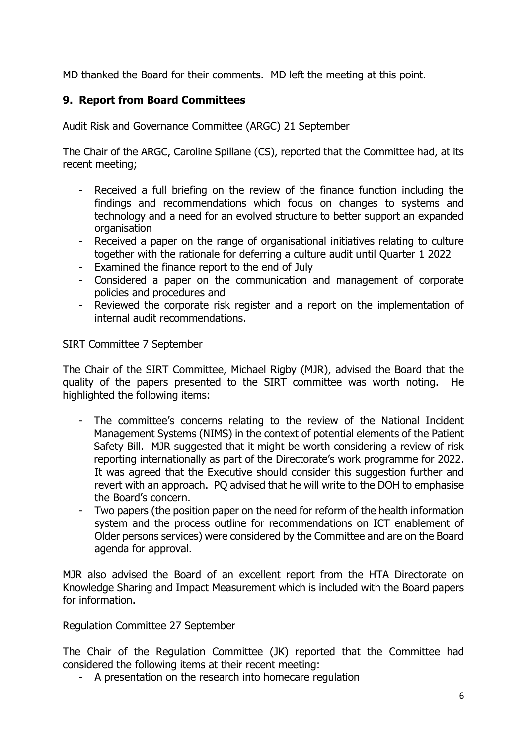MD thanked the Board for their comments. MD left the meeting at this point.

## 9. Report from Board Committees

Audit Risk and Governance Committee (ARGC) 21 September

The Chair of the ARGC, Caroline Spillane (CS), reported that the Committee had, at its recent meeting;

- Received a full briefing on the review of the finance function including the findings and recommendations which focus on changes to systems and technology and a need for an evolved structure to better support an expanded organisation
- Received a paper on the range of organisational initiatives relating to culture together with the rationale for deferring a culture audit until Quarter 1 2022
- Examined the finance report to the end of July
- Considered a paper on the communication and management of corporate policies and procedures and
- Reviewed the corporate risk register and a report on the implementation of internal audit recommendations.

SIRT Committee 7 September

The Chair of the SIRT Committee, Michael Rigby (MJR), advised the Board that the quality of the papers presented to the SIRT committee was worth noting. He highlighted the following items:

- The committee's concerns relating to the review of the National Incident Management Systems (NIMS) in the context of potential elements of the Patient Safety Bill. MJR suggested that it might be worth considering a review of risk reporting internationally as part of the Directorate's work programme for 2022. It was agreed that the Executive should consider this suggestion further and revert with an approach. PQ advised that he will write to the DOH to emphasise the Board's concern.
- Two papers (the position paper on the need for reform of the health information system and the process outline for recommendations on ICT enablement of Older persons services) were considered by the Committee and are on the Board agenda for approval.

MJR also advised the Board of an excellent report from the HTA Directorate on Knowledge Sharing and Impact Measurement which is included with the Board papers for information.

Regulation Committee 27 September

The Chair of the Regulation Committee (JK) reported that the Committee had considered the following items at their recent meeting:

- A presentation on the research into homecare regulation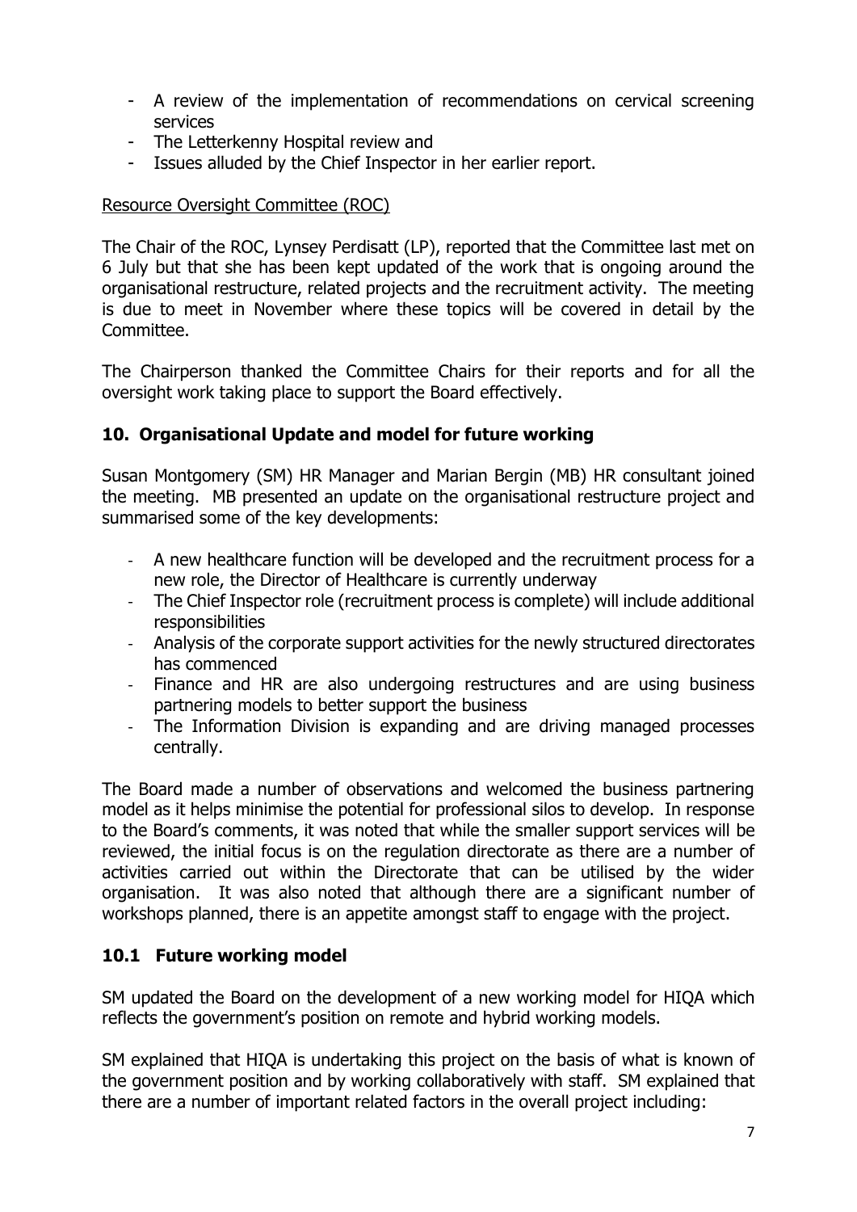- A review of the implementation of recommendations on cervical screening services
- The Letterkenny Hospital review and
- Issues alluded by the Chief Inspector in her earlier report.

Resource Oversight Committee (ROC)

The Chair of the ROC, Lynsey Perdisatt (LP), reported that the Committee last met on 6 July but that she has been kept updated of the work that is ongoing around the organisational restructure, related projects and the recruitment activity. The meeting is due to meet in November where these topics will be covered in detail by the Committee.

The Chairperson thanked the Committee Chairs for their reports and for all the oversight work taking place to support the Board effectively.

### 10. Organisational Update and model for future working

Susan Montgomery (SM) HR Manager and Marian Bergin (MB) HR consultant joined the meeting. MB presented an update on the organisational restructure project and summarised some of the key developments:

- A new healthcare function will be developed and the recruitment process for a new role, the Director of Healthcare is currently underway
- The Chief Inspector role (recruitment process is complete) will include additional responsibilities
- Analysis of the corporate support activities for the newly structured directorates has commenced
- Finance and HR are also undergoing restructures and are using business partnering models to better support the business
- The Information Division is expanding and are driving managed processes centrally.

The Board made a number of observations and welcomed the business partnering model as it helps minimise the potential for professional silos to develop. In response to the Board's comments, it was noted that while the smaller support services will be reviewed, the initial focus is on the regulation directorate as there are a number of activities carried out within the Directorate that can be utilised by the wider organisation. It was also noted that although there are a significant number of workshops planned, there is an appetite amongst staff to engage with the project.

### 10.1 Future working model

SM updated the Board on the development of a new working model for HIQA which reflects the government's position on remote and hybrid working models.

SM explained that HIQA is undertaking this project on the basis of what is known of the government position and by working collaboratively with staff. SM explained that there are a number of important related factors in the overall project including: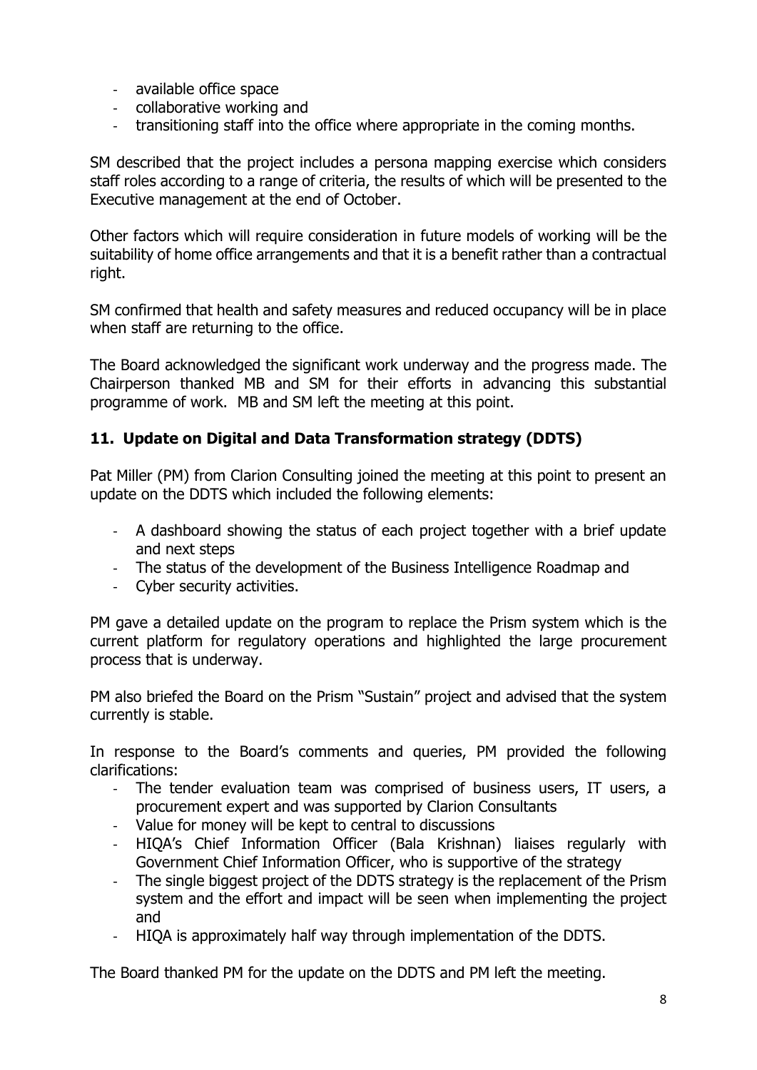- available office space
- collaborative working and
- transitioning staff into the office where appropriate in the coming months.

SM described that the project includes a persona mapping exercise which considers staff roles according to a range of criteria, the results of which will be presented to the Executive management at the end of October.

Other factors which will require consideration in future models of working will be the suitability of home office arrangements and that it is a benefit rather than a contractual right.

SM confirmed that health and safety measures and reduced occupancy will be in place when staff are returning to the office.

The Board acknowledged the significant work underway and the progress made. The Chairperson thanked MB and SM for their efforts in advancing this substantial programme of work. MB and SM left the meeting at this point.

## 11. Update on Digital and Data Transformation strategy (DDTS)

Pat Miller (PM) from Clarion Consulting joined the meeting at this point to present an update on the DDTS which included the following elements:

- A dashboard showing the status of each project together with a brief update and next steps
- The status of the development of the Business Intelligence Roadmap and
- Cyber security activities.

PM gave a detailed update on the program to replace the Prism system which is the current platform for regulatory operations and highlighted the large procurement process that is underway.

PM also briefed the Board on the Prism "Sustain" project and advised that the system currently is stable.

In response to the Board's comments and queries, PM provided the following clarifications:

- The tender evaluation team was comprised of business users, IT users, a procurement expert and was supported by Clarion Consultants
- Value for money will be kept to central to discussions
- HIQA's Chief Information Officer (Bala Krishnan) liaises regularly with Government Chief Information Officer, who is supportive of the strategy
- The single biggest project of the DDTS strategy is the replacement of the Prism system and the effort and impact will be seen when implementing the project and
- HIQA is approximately half way through implementation of the DDTS.

The Board thanked PM for the update on the DDTS and PM left the meeting.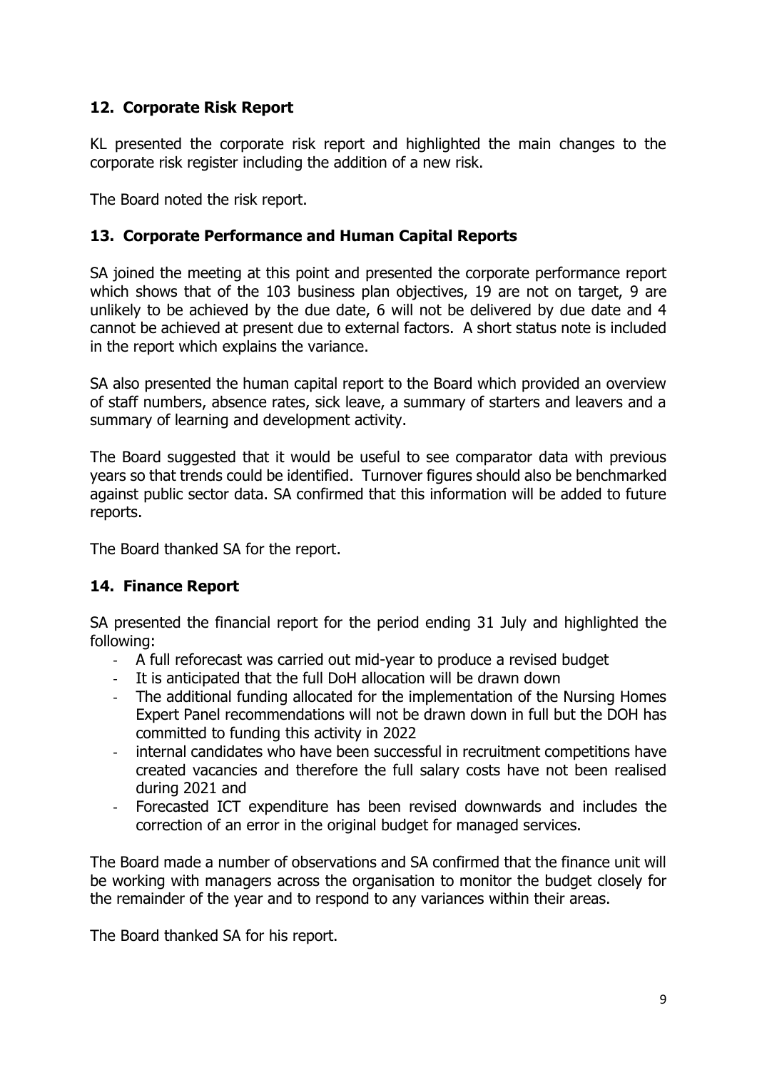## 12. Corporate Risk Report

KL presented the corporate risk report and highlighted the main changes to the corporate risk register including the addition of a new risk.

The Board noted the risk report.

## 13. Corporate Performance and Human Capital Reports

SA joined the meeting at this point and presented the corporate performance report which shows that of the 103 business plan objectives, 19 are not on target, 9 are unlikely to be achieved by the due date, 6 will not be delivered by due date and 4 cannot be achieved at present due to external factors. A short status note is included in the report which explains the variance.

SA also presented the human capital report to the Board which provided an overview of staff numbers, absence rates, sick leave, a summary of starters and leavers and a summary of learning and development activity.

The Board suggested that it would be useful to see comparator data with previous years so that trends could be identified. Turnover figures should also be benchmarked against public sector data. SA confirmed that this information will be added to future reports.

The Board thanked SA for the report.

## 14. Finance Report

SA presented the financial report for the period ending 31 July and highlighted the following:

- A full reforecast was carried out mid-year to produce a revised budget
- It is anticipated that the full DoH allocation will be drawn down
- The additional funding allocated for the implementation of the Nursing Homes Expert Panel recommendations will not be drawn down in full but the DOH has committed to funding this activity in 2022
- internal candidates who have been successful in recruitment competitions have created vacancies and therefore the full salary costs have not been realised during 2021 and
- Forecasted ICT expenditure has been revised downwards and includes the correction of an error in the original budget for managed services.

The Board made a number of observations and SA confirmed that the finance unit will be working with managers across the organisation to monitor the budget closely for the remainder of the year and to respond to any variances within their areas.

The Board thanked SA for his report.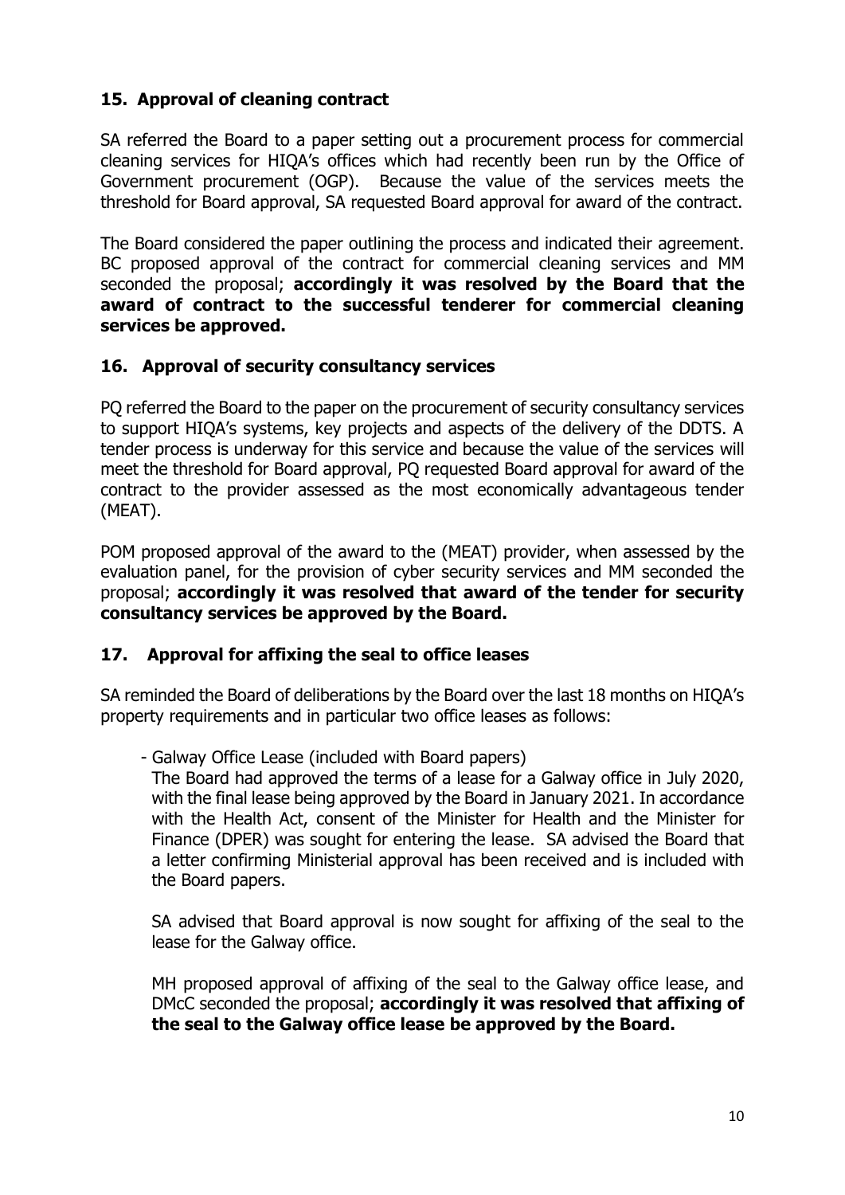### 15. Approval of cleaning contract

SA referred the Board to a paper setting out a procurement process for commercial cleaning services for HIQA's offices which had recently been run by the Office of Government procurement (OGP). Because the value of the services meets the threshold for Board approval, SA requested Board approval for award of the contract.

The Board considered the paper outlining the process and indicated their agreement. BC proposed approval of the contract for commercial cleaning services and MM seconded the proposal; **accordingly it was resolved by the Board that the award of contract to the successful tenderer for commercial cleaning services be approved.**

### 16. Approval of security consultancy services

PQ referred the Board to the paper on the procurement of security consultancy services to support HIQA's systems, key projects and aspects of the delivery of the DDTS. A tender process is underway for this service and because the value of the services will meet the threshold for Board approval, PQ requested Board approval for award of the contract to the provider assessed as the most economically advantageous tender (MEAT).

POM proposed approval of the award to the (MEAT) provider, when assessed by the evaluation panel, for the provision of cyber security services and MM seconded the proposal; **accordingly it was resolved that award of the tender for security consultancy services be approved by the Board.**

### 17. Approval for affixing the seal to office leases

SA reminded the Board of deliberations by the Board over the last 18 months on HIQA's property requirements and in particular two office leases as follows:

- Galway Office Lease (included with Board papers)

  The Board had approved the terms of a lease for a Galway office in July 2020, with the final lease being approved by the Board in January 2021. In accordance with the Health Act, consent of the Minister for Health and the Minister for Finance (DPER) was sought for entering the lease. SA advised the Board that a letter confirming Ministerial approval has been received and is included with the Board papers.

  SA advised that Board approval is now sought for affixing of the seal to the lease for the Galway office.

  MH proposed approval of affixing of the seal to the Galway office lease, and DMcC seconded the proposal; **accordingly it was resolved that affixing of the seal to the Galway office lease be approved by the Board.**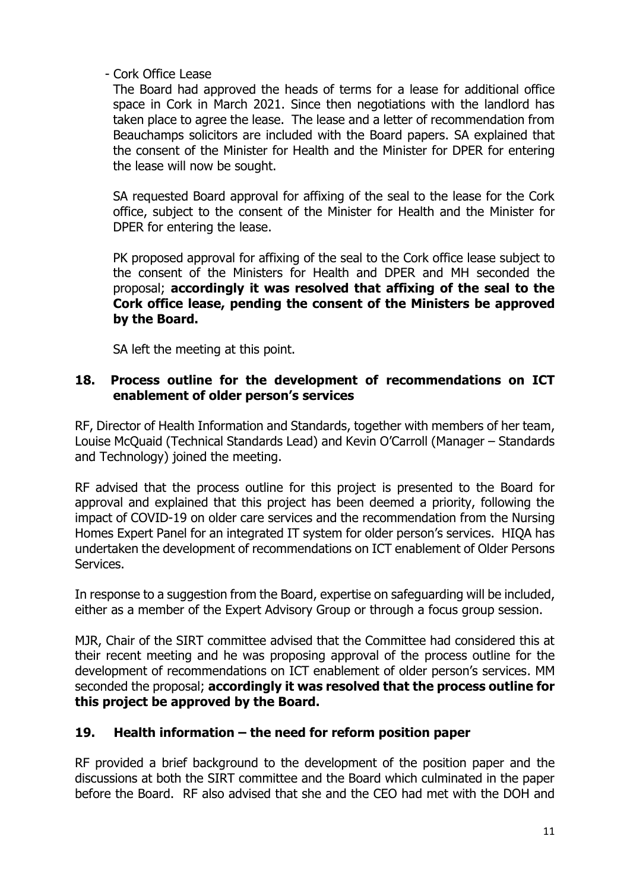- Cork Office Lease

  The Board had approved the heads of terms for a lease for additional office space in Cork in March 2021. Since then negotiations with the landlord has taken place to agree the lease. The lease and a letter of recommendation from Beauchamps solicitors are included with the Board papers. SA explained that the consent of the Minister for Health and the Minister for DPER for entering the lease will now be sought.

  SA requested Board approval for affixing of the seal to the lease for the Cork office, subject to the consent of the Minister for Health and the Minister for DPER for entering the lease.

  PK proposed approval for affixing of the seal to the Cork office lease subject to the consent of the Ministers for Health and DPER and MH seconded the proposal; **accordingly it was resolved that affixing of the seal to the Cork office lease, pending the consent of the Ministers be approved by the Board.**

  SA left the meeting at this point.

## 18. Process outline for the development of recommendations on ICT enablement of older person's services

RF, Director of Health Information and Standards, together with members of her team, Louise McQuaid (Technical Standards Lead) and Kevin O'Carroll (Manager – Standards and Technology) joined the meeting.

RF advised that the process outline for this project is presented to the Board for approval and explained that this project has been deemed a priority, following the impact of COVID-19 on older care services and the recommendation from the Nursing Homes Expert Panel for an integrated IT system for older person's services. HIQA has undertaken the development of recommendations on ICT enablement of Older Persons Services.

In response to a suggestion from the Board, expertise on safeguarding will be included, either as a member of the Expert Advisory Group or through a focus group session.

MJR, Chair of the SIRT committee advised that the Committee had considered this at their recent meeting and he was proposing approval of the process outline for the development of recommendations on ICT enablement of older person's services. MM seconded the proposal; **accordingly it was resolved that the process outline for this project be approved by the Board.**

## 19. Health information – the need for reform position paper

RF provided a brief background to the development of the position paper and the discussions at both the SIRT committee and the Board which culminated in the paper before the Board. RF also advised that she and the CEO had met with the DOH and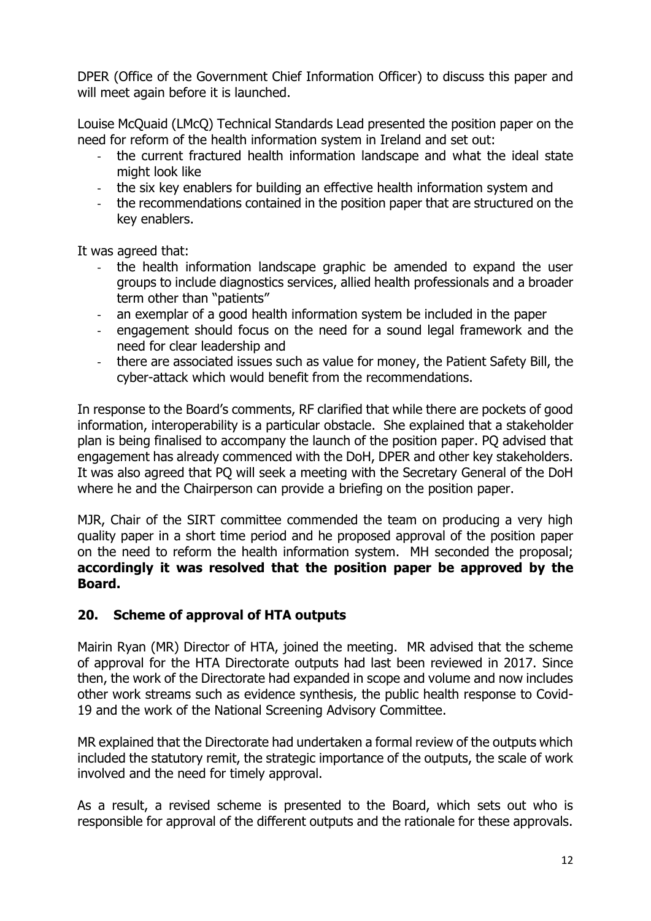DPER (Office of the Government Chief Information Officer) to discuss this paper and will meet again before it is launched.

Louise McQuaid (LMcQ) Technical Standards Lead presented the position paper on the need for reform of the health information system in Ireland and set out:

- the current fractured health information landscape and what the ideal state might look like
- the six key enablers for building an effective health information system and
- the recommendations contained in the position paper that are structured on the key enablers.

It was agreed that:

- the health information landscape graphic be amended to expand the user groups to include diagnostics services, allied health professionals and a broader term other than "patients"
- an exemplar of a good health information system be included in the paper
- engagement should focus on the need for a sound legal framework and the need for clear leadership and
- there are associated issues such as value for money, the Patient Safety Bill, the cyber-attack which would benefit from the recommendations.

In response to the Board's comments, RF clarified that while there are pockets of good information, interoperability is a particular obstacle. She explained that a stakeholder plan is being finalised to accompany the launch of the position paper. PQ advised that engagement has already commenced with the DoH, DPER and other key stakeholders. It was also agreed that PQ will seek a meeting with the Secretary General of the DoH where he and the Chairperson can provide a briefing on the position paper.

MJR, Chair of the SIRT committee commended the team on producing a very high quality paper in a short time period and he proposed approval of the position paper on the need to reform the health information system. MH seconded the proposal; **accordingly it was resolved that the position paper be approved by the Board.**

## 20. Scheme of approval of HTA outputs

Mairin Ryan (MR) Director of HTA, joined the meeting. MR advised that the scheme of approval for the HTA Directorate outputs had last been reviewed in 2017. Since then, the work of the Directorate had expanded in scope and volume and now includes other work streams such as evidence synthesis, the public health response to Covid-19 and the work of the National Screening Advisory Committee.

MR explained that the Directorate had undertaken a formal review of the outputs which included the statutory remit, the strategic importance of the outputs, the scale of work involved and the need for timely approval.

As a result, a revised scheme is presented to the Board, which sets out who is responsible for approval of the different outputs and the rationale for these approvals.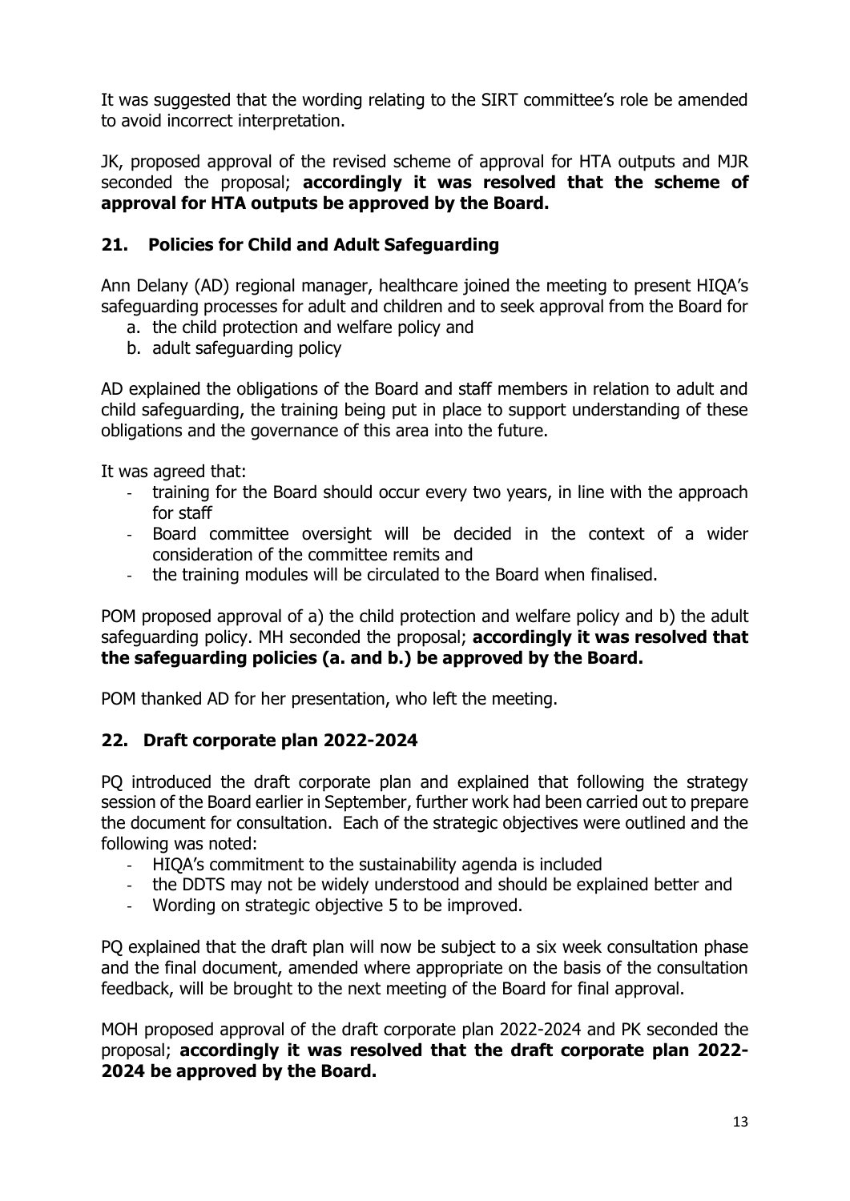It was suggested that the wording relating to the SIRT committee's role be amended to avoid incorrect interpretation.

JK, proposed approval of the revised scheme of approval for HTA outputs and MJR seconded the proposal; **accordingly it was resolved that the scheme of approval for HTA outputs be approved by the Board.**

## 21. Policies for Child and Adult Safeguarding

Ann Delany (AD) regional manager, healthcare joined the meeting to present HIQA's safeguarding processes for adult and children and to seek approval from the Board for

a. the child protection and welfare policy and
b. adult safeguarding policy

AD explained the obligations of the Board and staff members in relation to adult and child safeguarding, the training being put in place to support understanding of these obligations and the governance of this area into the future.

It was agreed that:

- training for the Board should occur every two years, in line with the approach for staff
- Board committee oversight will be decided in the context of a wider consideration of the committee remits and
- the training modules will be circulated to the Board when finalised.

POM proposed approval of a) the child protection and welfare policy and b) the adult safeguarding policy. MH seconded the proposal; **accordingly it was resolved that the safeguarding policies (a. and b.) be approved by the Board.**

POM thanked AD for her presentation, who left the meeting.

## 22. Draft corporate plan 2022-2024

PQ introduced the draft corporate plan and explained that following the strategy session of the Board earlier in September, further work had been carried out to prepare the document for consultation. Each of the strategic objectives were outlined and the following was noted:

- HIQA's commitment to the sustainability agenda is included
- the DDTS may not be widely understood and should be explained better and
- Wording on strategic objective 5 to be improved.

PQ explained that the draft plan will now be subject to a six week consultation phase and the final document, amended where appropriate on the basis of the consultation feedback, will be brought to the next meeting of the Board for final approval.

MOH proposed approval of the draft corporate plan 2022-2024 and PK seconded the proposal; **accordingly it was resolved that the draft corporate plan 2022-2024 be approved by the Board.**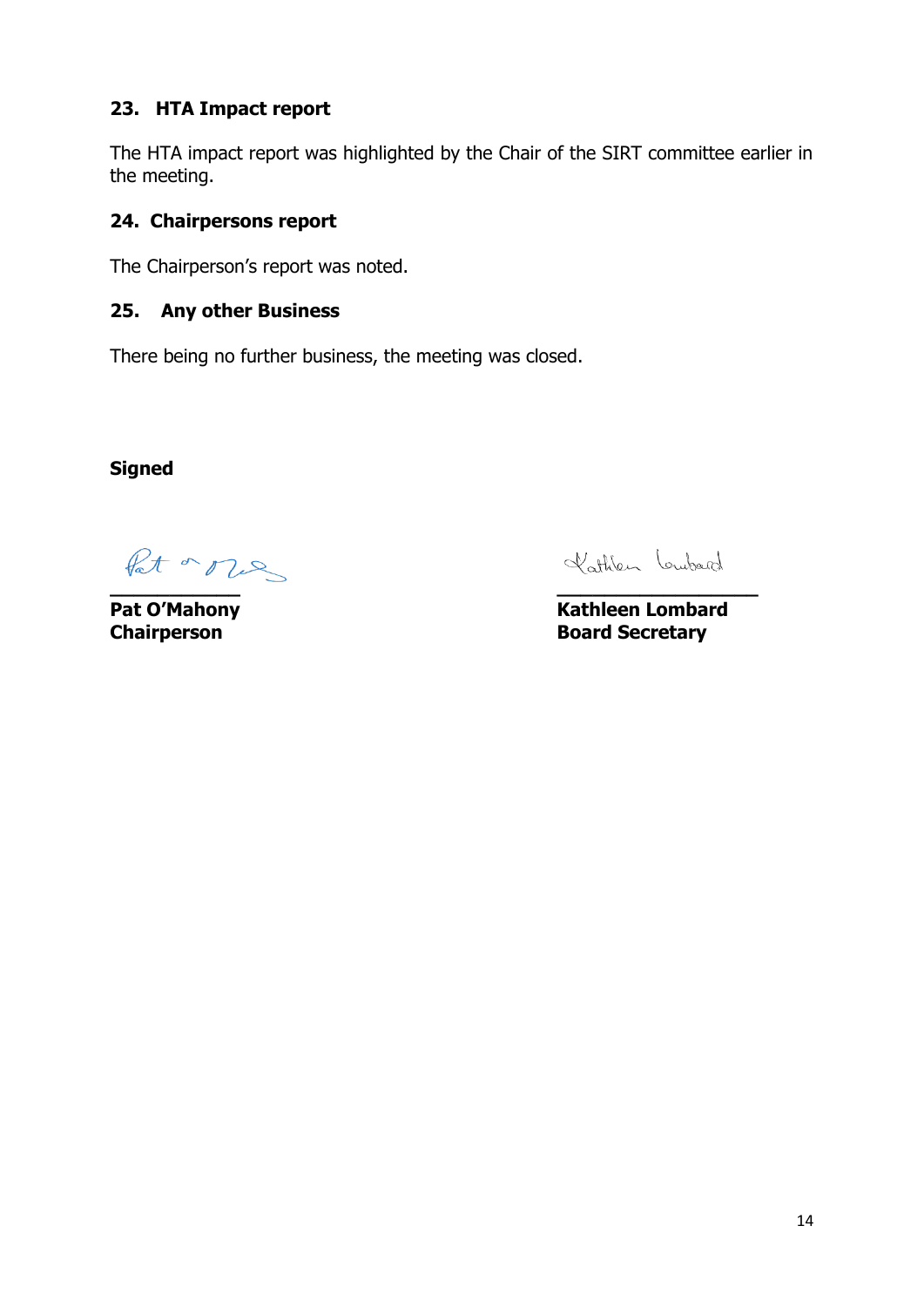## 23. HTA Impact report

The HTA impact report was highlighted by the Chair of the SIRT committee earlier in the meeting.

## 24. Chairpersons report

The Chairperson's report was noted.

## 25. Any other Business

There being no further business, the meeting was closed.

**Signed**

**Pat O'Mahony**
**Chairperson**

**Kathleen Lombard**
**Board Secretary**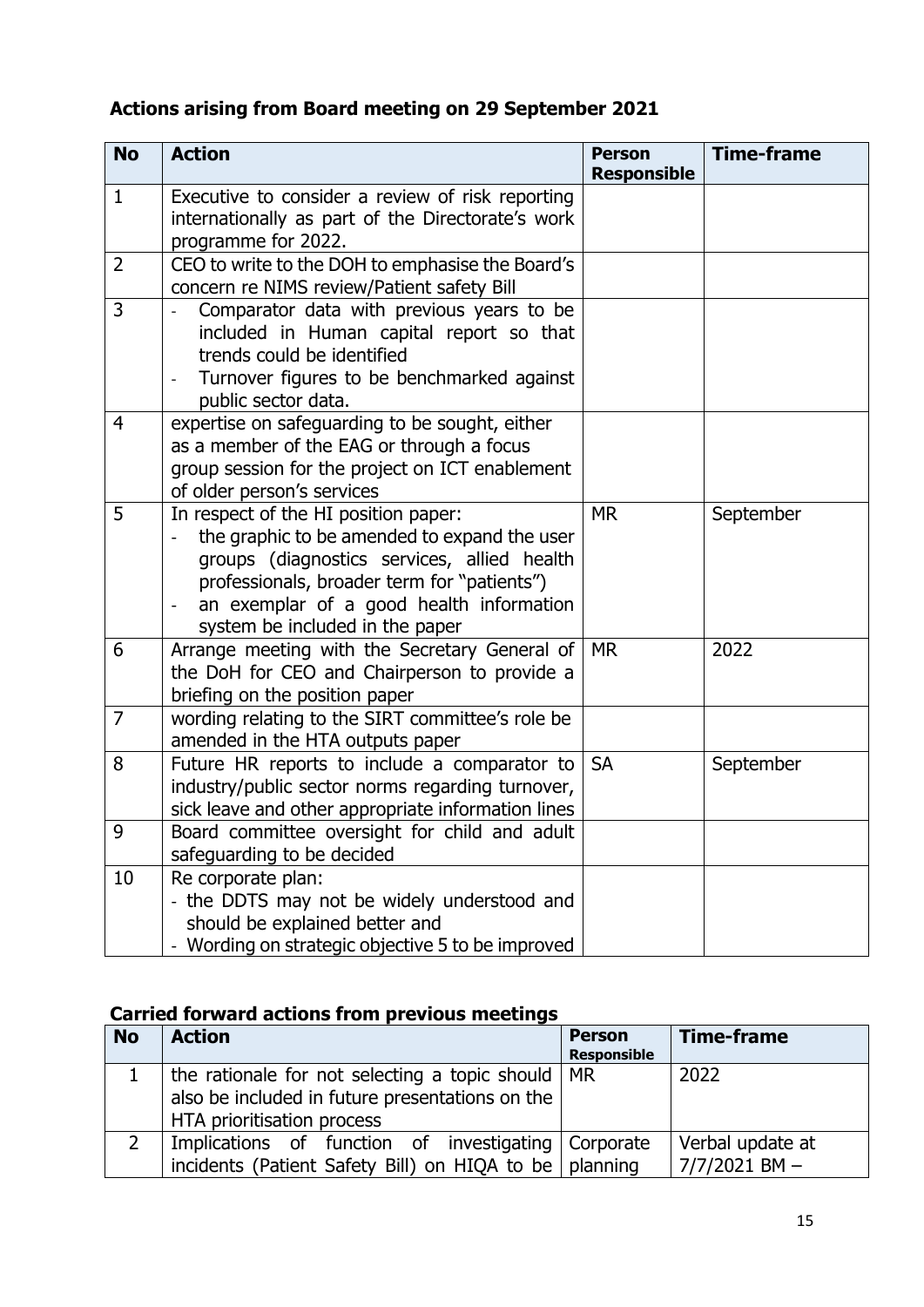## Actions arising from Board meeting on 29 September 2021

| No | Action | Person Responsible | Time-frame |
|---|---|---|---|
| 1 | Executive to consider a review of risk reporting internationally as part of the Directorate's work programme for 2022. | | |
| 2 | CEO to write to the DOH to emphasise the Board's concern re NIMS review/Patient safety Bill | | |
| 3 | - Comparator data with previous years to be included in Human capital report so that trends could be identified<br>- Turnover figures to be benchmarked against public sector data. | | |
| 4 | expertise on safeguarding to be sought, either as a member of the EAG or through a focus group session for the project on ICT enablement of older person's services | | |
| 5 | In respect of the HI position paper:<br>- the graphic to be amended to expand the user groups (diagnostics services, allied health professionals, broader term for "patients")<br>- an exemplar of a good health information system be included in the paper | MR | September |
| 6 | Arrange meeting with the Secretary General of the DoH for CEO and Chairperson to provide a briefing on the position paper | MR | 2022 |
| 7 | wording relating to the SIRT committee's role be amended in the HTA outputs paper | | |
| 8 | Future HR reports to include a comparator to industry/public sector norms regarding turnover, sick leave and other appropriate information lines | SA | September |
| 9 | Board committee oversight for child and adult safeguarding to be decided | | |
| 10 | Re corporate plan:<br>- the DDTS may not be widely understood and should be explained better and<br>- Wording on strategic objective 5 to be improved | | |

## Carried forward actions from previous meetings

| No | Action | Person Responsible | Time-frame |
|---|---|---|---|
| 1 | the rationale for not selecting a topic should also be included in future presentations on the HTA prioritisation process | MR | 2022 |
| 2 | Implications of function of investigating incidents (Patient Safety Bill) on HIQA to be | Corporate planning | Verbal update at 7/7/2021 BM – |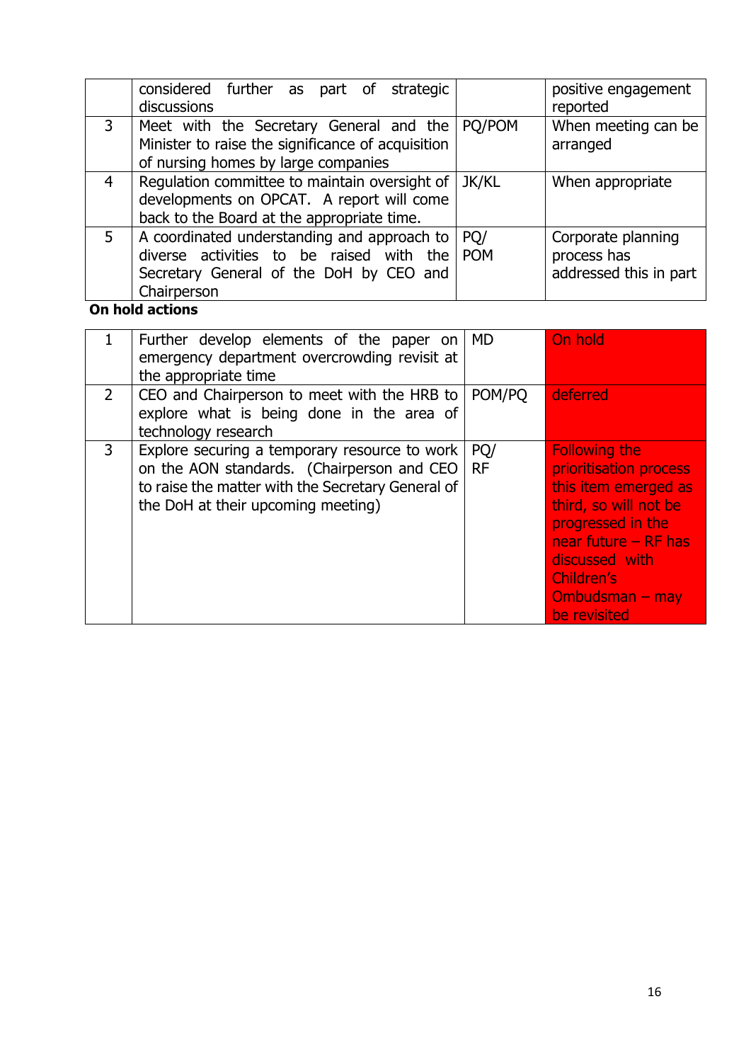| | | | |
|---|---|---|---|
| | considered further as part of strategic discussions | | positive engagement reported |
| 3 | Meet with the Secretary General and the Minister to raise the significance of acquisition of nursing homes by large companies | PQ/POM | When meeting can be arranged |
| 4 | Regulation committee to maintain oversight of developments on OPCAT. A report will come back to the Board at the appropriate time. | JK/KL | When appropriate |
| 5 | A coordinated understanding and approach to diverse activities to be raised with the Secretary General of the DoH by CEO and Chairperson | PQ/ POM | Corporate planning process has addressed this in part |

**On hold actions**

| | | | |
|---|---|---|---|
| 1 | Further develop elements of the paper on emergency department overcrowding revisit at the appropriate time | MD | On hold |
| 2 | CEO and Chairperson to meet with the HRB to explore what is being done in the area of technology research | POM/PQ | deferred |
| 3 | Explore securing a temporary resource to work on the AON standards. (Chairperson and CEO to raise the matter with the Secretary General of the DoH at their upcoming meeting) | PQ/ RF | Following the prioritisation process this item emerged as third, so will not be progressed in the near future – RF has discussed with Children's Ombudsman – may be revisited |